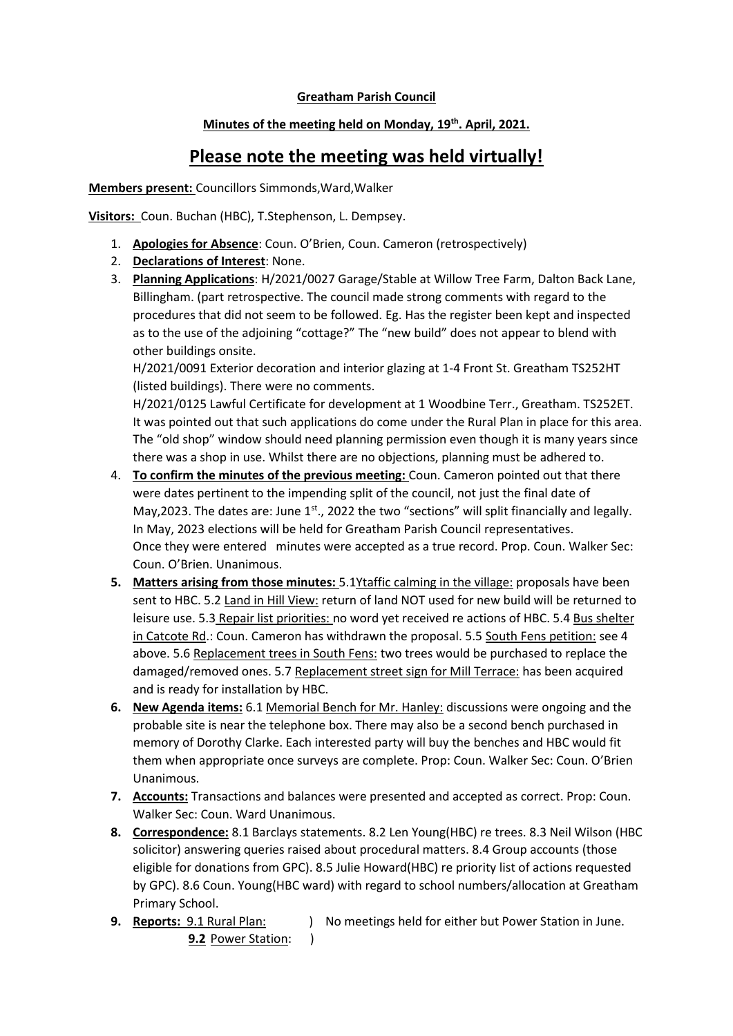**Greatham Parish Council**

**Minutes of the meeting held on Monday, 19th. April, 2021.**

# Please note the meeting was held virtually!

**Members present:** Councillors Simmonds,Ward,Walker

**Visitors:** Coun. Buchan (HBC), T.Stephenson, L. Dempsey.

1. **Apologies for Absence**: Coun. O'Brien, Coun. Cameron (retrospectively)
2. **Declarations of Interest**: None.
3. **Planning Applications**: H/2021/0027 Garage/Stable at Willow Tree Farm, Dalton Back Lane, Billingham. (part retrospective. The council made strong comments with regard to the procedures that did not seem to be followed. Eg. Has the register been kept and inspected as to the use of the adjoining "cottage?" The "new build" does not appear to blend with other buildings onsite.
   H/2021/0091 Exterior decoration and interior glazing at 1-4 Front St. Greatham TS252HT (listed buildings). There were no comments.
   H/2021/0125 Lawful Certificate for development at 1 Woodbine Terr., Greatham. TS252ET. It was pointed out that such applications do come under the Rural Plan in place for this area. The "old shop" window should need planning permission even though it is many years since there was a shop in use. Whilst there are no objections, planning must be adhered to.
4. **To confirm the minutes of the previous meeting:** Coun. Cameron pointed out that there were dates pertinent to the impending split of the council, not just the final date of May,2023. The dates are: June 1st., 2022 the two "sections" will split financially and legally. In May, 2023 elections will be held for Greatham Parish Council representatives. Once they were entered minutes were accepted as a true record. Prop. Coun. Walker Sec: Coun. O'Brien. Unanimous.
5. **Matters arising from those minutes:** 5.1Ytaffic calming in the village: proposals have been sent to HBC. 5.2 Land in Hill View: return of land NOT used for new build will be returned to leisure use. 5.3 Repair list priorities: no word yet received re actions of HBC. 5.4 Bus shelter in Catcote Rd.: Coun. Cameron has withdrawn the proposal. 5.5 South Fens petition: see 4 above. 5.6 Replacement trees in South Fens: two trees would be purchased to replace the damaged/removed ones. 5.7 Replacement street sign for Mill Terrace: has been acquired and is ready for installation by HBC.
6. **New Agenda items:** 6.1 Memorial Bench for Mr. Hanley: discussions were ongoing and the probable site is near the telephone box. There may also be a second bench purchased in memory of Dorothy Clarke. Each interested party will buy the benches and HBC would fit them when appropriate once surveys are complete. Prop: Coun. Walker Sec: Coun. O'Brien Unanimous.
7. **Accounts:** Transactions and balances were presented and accepted as correct. Prop: Coun. Walker Sec: Coun. Ward Unanimous.
8. **Correspondence:** 8.1 Barclays statements. 8.2 Len Young(HBC) re trees. 8.3 Neil Wilson (HBC solicitor) answering queries raised about procedural matters. 8.4 Group accounts (those eligible for donations from GPC). 8.5 Julie Howard(HBC) re priority list of actions requested by GPC). 8.6 Coun. Young(HBC ward) with regard to school numbers/allocation at Greatham Primary School.
9. **Reports:** 9.1 Rural Plan: ) No meetings held for either but Power Station in June.
   **9.2** Power Station: )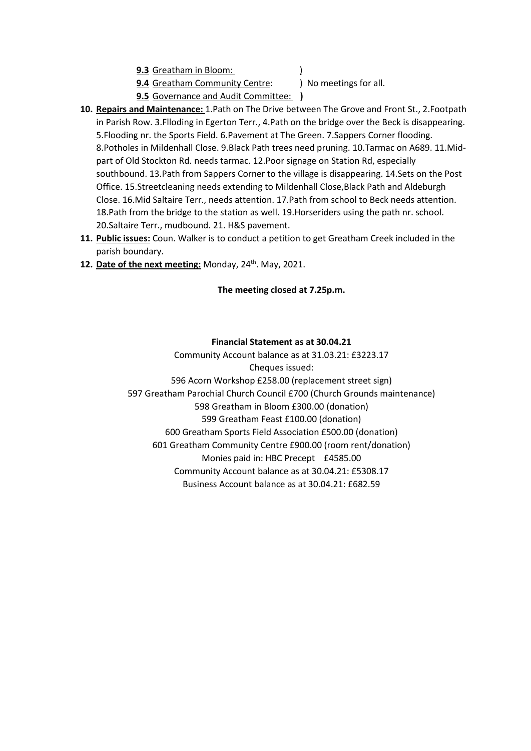**9.3** Greatham in Bloom: )
**9.4** Greatham Community Centre: ) No meetings for all.
**9.5** Governance and Audit Committee: **)**

10. **Repairs and Maintenance:** 1.Path on The Drive between The Grove and Front St., 2.Footpath in Parish Row. 3.Flloding in Egerton Terr., 4.Path on the bridge over the Beck is disappearing. 5.Flooding nr. the Sports Field. 6.Pavement at The Green. 7.Sappers Corner flooding. 8.Potholes in Mildenhall Close. 9.Black Path trees need pruning. 10.Tarmac on A689. 11.Mid-part of Old Stockton Rd. needs tarmac. 12.Poor signage on Station Rd, especially southbound. 13.Path from Sappers Corner to the village is disappearing. 14.Sets on the Post Office. 15.Streetcleaning needs extending to Mildenhall Close,Black Path and Aldeburgh Close. 16.Mid Saltaire Terr., needs attention. 17.Path from school to Beck needs attention. 18.Path from the bridge to the station as well. 19.Horseriders using the path nr. school. 20.Saltaire Terr., mudbound. 21. H&S pavement.
11. **Public issues:** Coun. Walker is to conduct a petition to get Greatham Creek included in the parish boundary.
12. **Date of the next meeting:** Monday, 24th. May, 2021.

**The meeting closed at 7.25p.m.**

**Financial Statement as at 30.04.21**

Community Account balance as at 31.03.21: £3223.17

Cheques issued:

596 Acorn Workshop £258.00 (replacement street sign)

597 Greatham Parochial Church Council £700 (Church Grounds maintenance)

598 Greatham in Bloom £300.00 (donation)

599 Greatham Feast £100.00 (donation)

600 Greatham Sports Field Association £500.00 (donation)

601 Greatham Community Centre £900.00 (room rent/donation)

Monies paid in: HBC Precept £4585.00

Community Account balance as at 30.04.21: £5308.17

Business Account balance as at 30.04.21: £682.59